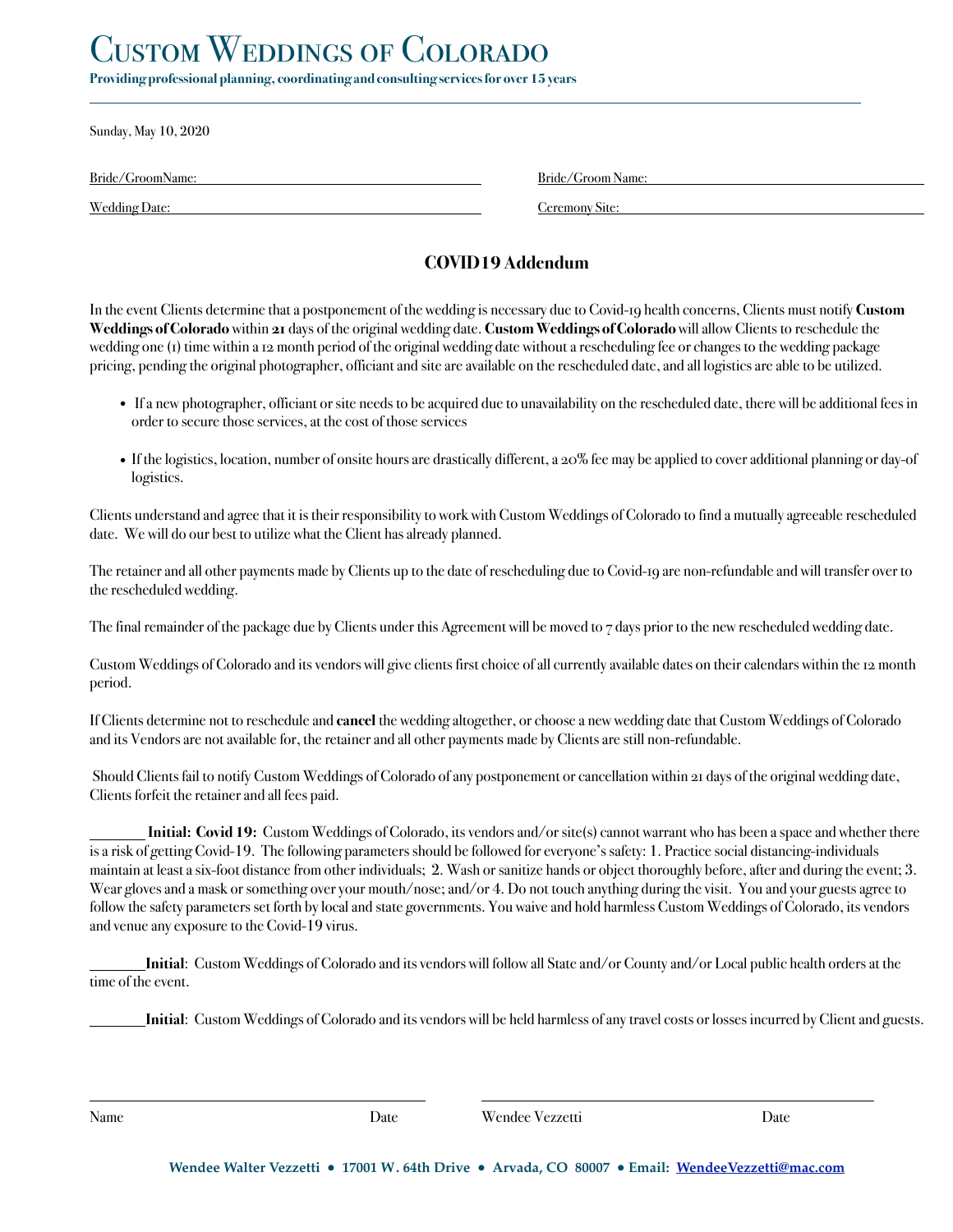# Custom Weddings of Colorado

**Providing professional planning, coordinating and consulting services for over 15 years**

---

Sunday, May 10, 2020

Bride/GroomName: ______________________ Bride/Groom Name: ______________________

Wedding Date: ______________________ Ceremony Site: ______________________

## COVID19 Addendum

In the event Clients determine that a postponement of the wedding is necessary due to Covid-19 health concerns, Clients must notify **Custom Weddings of Colorado** within **21** days of the original wedding date. **Custom Weddings of Colorado** will allow Clients to reschedule the wedding one (1) time within a 12 month period of the original wedding date without a rescheduling fee or changes to the wedding package pricing, pending the original photographer, officiant and site are available on the rescheduled date, and all logistics are able to be utilized.

- If a new photographer, officiant or site needs to be acquired due to unavailability on the rescheduled date, there will be additional fees in order to secure those services, at the cost of those services
- If the logistics, location, number of onsite hours are drastically different, a 20% fee may be applied to cover additional planning or day-of logistics.

Clients understand and agree that it is their responsibility to work with Custom Weddings of Colorado to find a mutually agreeable rescheduled date. We will do our best to utilize what the Client has already planned.

The retainer and all other payments made by Clients up to the date of rescheduling due to Covid-19 are non-refundable and will transfer over to the rescheduled wedding.

The final remainder of the package due by Clients under this Agreement will be moved to 7 days prior to the new rescheduled wedding date.

Custom Weddings of Colorado and its vendors will give clients first choice of all currently available dates on their calendars within the 12 month period.

If Clients determine not to reschedule and **cancel** the wedding altogether, or choose a new wedding date that Custom Weddings of Colorado and its Vendors are not available for, the retainer and all other payments made by Clients are still non-refundable.

Should Clients fail to notify Custom Weddings of Colorado of any postponement or cancellation within 21 days of the original wedding date, Clients forfeit the retainer and all fees paid.

________ **Initial: Covid 19:** Custom Weddings of Colorado, its vendors and/or site(s) cannot warrant who has been a space and whether there is a risk of getting Covid-19. The following parameters should be followed for everyone's safety: 1. Practice social distancing-individuals maintain at least a six-foot distance from other individuals; 2. Wash or sanitize hands or object thoroughly before, after and during the event; 3. Wear gloves and a mask or something over your mouth/nose; and/or 4. Do not touch anything during the visit. You and your guests agree to follow the safety parameters set forth by local and state governments. You waive and hold harmless Custom Weddings of Colorado, its vendors and venue any exposure to the Covid-19 virus.

________**Initial**: Custom Weddings of Colorado and its vendors will follow all State and/or County and/or Local public health orders at the time of the event.

________**Initial**: Custom Weddings of Colorado and its vendors will be held harmless of any travel costs or losses incurred by Client and guests.

______________________________ ______________________________

Name Date Wendee Vezzetti Date

**Wendee Walter Vezzetti • 17001 W. 64th Drive • Arvada, CO 80007 • Email: WendeeVezzetti@mac.com**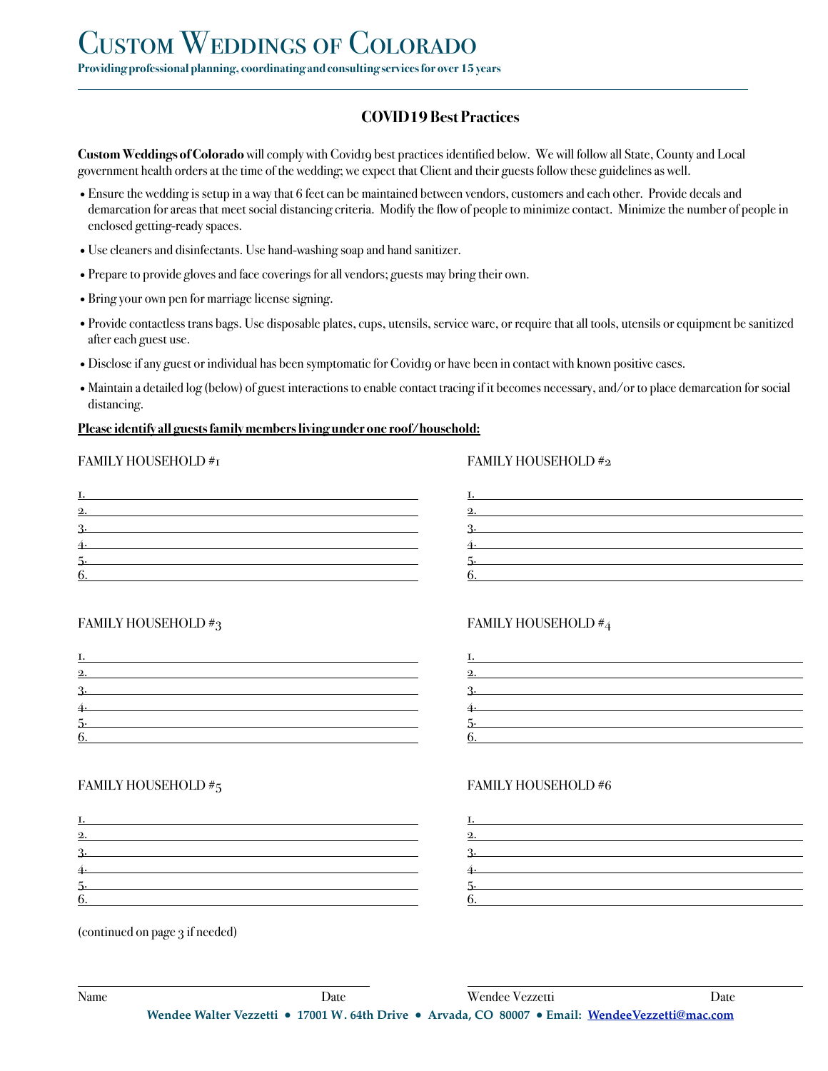# Custom Weddings of Colorado

**Providing professional planning, coordinating and consulting services for over 15 years**

---

## COVID19 Best Practices

**Custom Weddings of Colorado** will comply with Covid19 best practices identified below. We will follow all State, County and Local government health orders at the time of the wedding; we expect that Client and their guests follow these guidelines as well.

- Ensure the wedding is setup in a way that 6 feet can be maintained between vendors, customers and each other. Provide decals and demarcation for areas that meet social distancing criteria. Modify the flow of people to minimize contact. Minimize the number of people in enclosed getting-ready spaces.
- Use cleaners and disinfectants. Use hand-washing soap and hand sanitizer.
- Prepare to provide gloves and face coverings for all vendors; guests may bring their own.
- Bring your own pen for marriage license signing.
- Provide contactless trans bags. Use disposable plates, cups, utensils, service ware, or require that all tools, utensils or equipment be sanitized after each guest use.
- Disclose if any guest or individual has been symptomatic for Covid19 or have been in contact with known positive cases.
- Maintain a detailed log (below) of guest interactions to enable contact tracing if it becomes necessary, and/or to place demarcation for social distancing.

**Please identify all guests family members living under one roof/household:**

FAMILY HOUSEHOLD #1

1. ______________________
2. ______________________
3. ______________________
4. ______________________
5. ______________________
6. ______________________

FAMILY HOUSEHOLD #2

1. ______________________
2. ______________________
3. ______________________
4. ______________________
5. ______________________
6. ______________________

FAMILY HOUSEHOLD #3

1. ______________________
2. ______________________
3. ______________________
4. ______________________
5. ______________________
6. ______________________

FAMILY HOUSEHOLD #4

1. ______________________
2. ______________________
3. ______________________
4. ______________________
5. ______________________
6. ______________________

FAMILY HOUSEHOLD #5

1. ______________________
2. ______________________
3. ______________________
4. ______________________
5. ______________________
6. ______________________

FAMILY HOUSEHOLD #6

1. ______________________
2. ______________________
3. ______________________
4. ______________________
5. ______________________
6. ______________________

(continued on page 3 if needed)

______________________________ ______________________________

Name Date Wendee Vezzetti Date

**Wendee Walter Vezzetti • 17001 W. 64th Drive • Arvada, CO 80007 • Email: WendeeVezzetti@mac.com**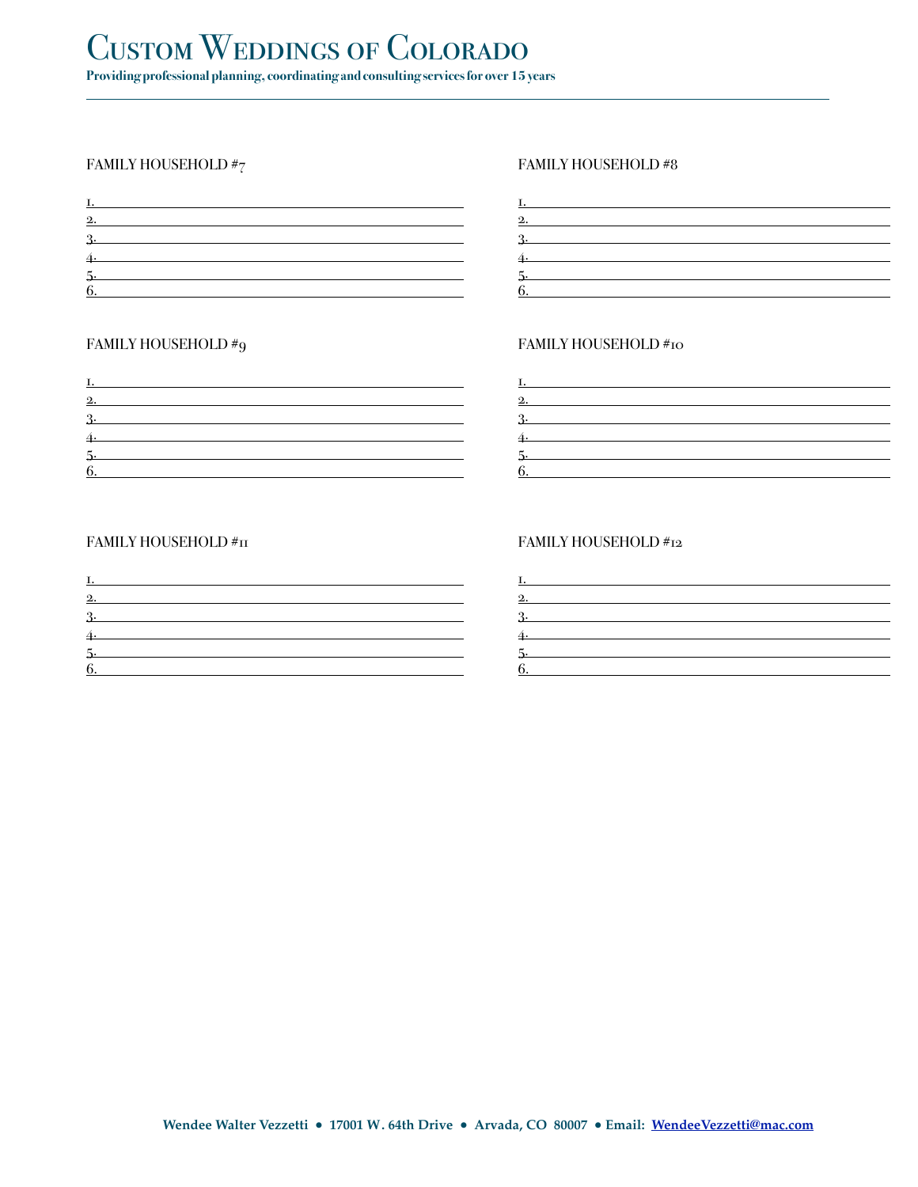# Custom Weddings of Colorado

**Providing professional planning, coordinating and consulting services for over 15 years**

---

FAMILY HOUSEHOLD #7

1. \_\_\_\_\_\_\_\_\_\_\_\_\_\_\_\_\_\_\_\_\_\_\_\_\_\_\_\_\_\_
2. \_\_\_\_\_\_\_\_\_\_\_\_\_\_\_\_\_\_\_\_\_\_\_\_\_\_\_\_\_\_
3. \_\_\_\_\_\_\_\_\_\_\_\_\_\_\_\_\_\_\_\_\_\_\_\_\_\_\_\_\_\_
4. \_\_\_\_\_\_\_\_\_\_\_\_\_\_\_\_\_\_\_\_\_\_\_\_\_\_\_\_\_\_
5. \_\_\_\_\_\_\_\_\_\_\_\_\_\_\_\_\_\_\_\_\_\_\_\_\_\_\_\_\_\_
6. \_\_\_\_\_\_\_\_\_\_\_\_\_\_\_\_\_\_\_\_\_\_\_\_\_\_\_\_\_\_

FAMILY HOUSEHOLD #8

1. \_\_\_\_\_\_\_\_\_\_\_\_\_\_\_\_\_\_\_\_\_\_\_\_\_\_\_\_\_\_
2. \_\_\_\_\_\_\_\_\_\_\_\_\_\_\_\_\_\_\_\_\_\_\_\_\_\_\_\_\_\_
3. \_\_\_\_\_\_\_\_\_\_\_\_\_\_\_\_\_\_\_\_\_\_\_\_\_\_\_\_\_\_
4. \_\_\_\_\_\_\_\_\_\_\_\_\_\_\_\_\_\_\_\_\_\_\_\_\_\_\_\_\_\_
5. \_\_\_\_\_\_\_\_\_\_\_\_\_\_\_\_\_\_\_\_\_\_\_\_\_\_\_\_\_\_
6. \_\_\_\_\_\_\_\_\_\_\_\_\_\_\_\_\_\_\_\_\_\_\_\_\_\_\_\_\_\_

FAMILY HOUSEHOLD #9

1. \_\_\_\_\_\_\_\_\_\_\_\_\_\_\_\_\_\_\_\_\_\_\_\_\_\_\_\_\_\_
2. \_\_\_\_\_\_\_\_\_\_\_\_\_\_\_\_\_\_\_\_\_\_\_\_\_\_\_\_\_\_
3. \_\_\_\_\_\_\_\_\_\_\_\_\_\_\_\_\_\_\_\_\_\_\_\_\_\_\_\_\_\_
4. \_\_\_\_\_\_\_\_\_\_\_\_\_\_\_\_\_\_\_\_\_\_\_\_\_\_\_\_\_\_
5. \_\_\_\_\_\_\_\_\_\_\_\_\_\_\_\_\_\_\_\_\_\_\_\_\_\_\_\_\_\_
6. \_\_\_\_\_\_\_\_\_\_\_\_\_\_\_\_\_\_\_\_\_\_\_\_\_\_\_\_\_\_

FAMILY HOUSEHOLD #10

1. \_\_\_\_\_\_\_\_\_\_\_\_\_\_\_\_\_\_\_\_\_\_\_\_\_\_\_\_\_\_
2. \_\_\_\_\_\_\_\_\_\_\_\_\_\_\_\_\_\_\_\_\_\_\_\_\_\_\_\_\_\_
3. \_\_\_\_\_\_\_\_\_\_\_\_\_\_\_\_\_\_\_\_\_\_\_\_\_\_\_\_\_\_
4. \_\_\_\_\_\_\_\_\_\_\_\_\_\_\_\_\_\_\_\_\_\_\_\_\_\_\_\_\_\_
5. \_\_\_\_\_\_\_\_\_\_\_\_\_\_\_\_\_\_\_\_\_\_\_\_\_\_\_\_\_\_
6. \_\_\_\_\_\_\_\_\_\_\_\_\_\_\_\_\_\_\_\_\_\_\_\_\_\_\_\_\_\_

FAMILY HOUSEHOLD #11

1. \_\_\_\_\_\_\_\_\_\_\_\_\_\_\_\_\_\_\_\_\_\_\_\_\_\_\_\_\_\_
2. \_\_\_\_\_\_\_\_\_\_\_\_\_\_\_\_\_\_\_\_\_\_\_\_\_\_\_\_\_\_
3. \_\_\_\_\_\_\_\_\_\_\_\_\_\_\_\_\_\_\_\_\_\_\_\_\_\_\_\_\_\_
4. \_\_\_\_\_\_\_\_\_\_\_\_\_\_\_\_\_\_\_\_\_\_\_\_\_\_\_\_\_\_
5. \_\_\_\_\_\_\_\_\_\_\_\_\_\_\_\_\_\_\_\_\_\_\_\_\_\_\_\_\_\_
6. \_\_\_\_\_\_\_\_\_\_\_\_\_\_\_\_\_\_\_\_\_\_\_\_\_\_\_\_\_\_

FAMILY HOUSEHOLD #12

1. \_\_\_\_\_\_\_\_\_\_\_\_\_\_\_\_\_\_\_\_\_\_\_\_\_\_\_\_\_\_
2. \_\_\_\_\_\_\_\_\_\_\_\_\_\_\_\_\_\_\_\_\_\_\_\_\_\_\_\_\_\_
3. \_\_\_\_\_\_\_\_\_\_\_\_\_\_\_\_\_\_\_\_\_\_\_\_\_\_\_\_\_\_
4. \_\_\_\_\_\_\_\_\_\_\_\_\_\_\_\_\_\_\_\_\_\_\_\_\_\_\_\_\_\_
5. \_\_\_\_\_\_\_\_\_\_\_\_\_\_\_\_\_\_\_\_\_\_\_\_\_\_\_\_\_\_
6. \_\_\_\_\_\_\_\_\_\_\_\_\_\_\_\_\_\_\_\_\_\_\_\_\_\_\_\_\_\_

**Wendee Walter Vezzetti • 17001 W. 64th Drive • Arvada, CO 80007 • Email: WendeeVezzetti@mac.com**